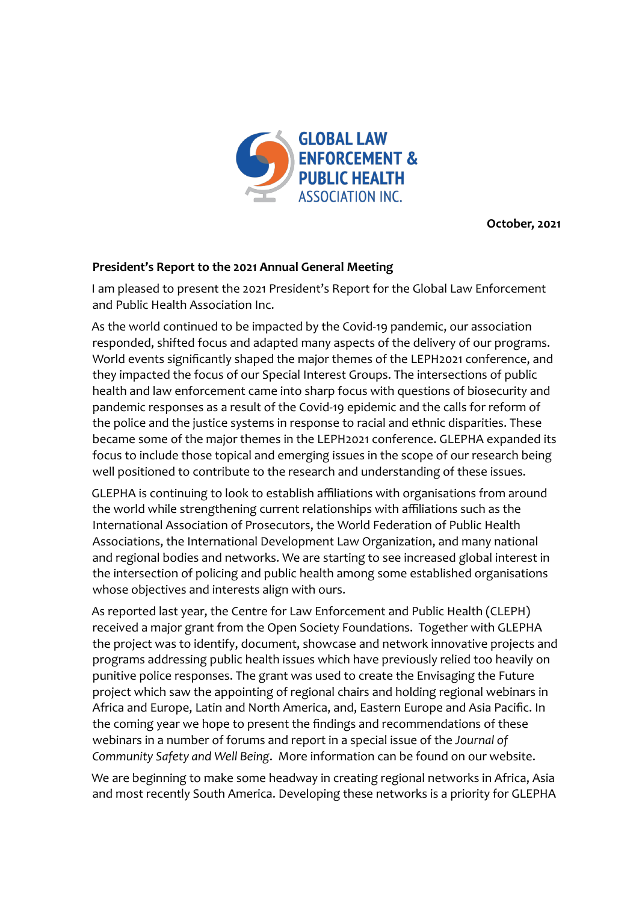GLOBAL LAW ENFORCEMENT & PUBLIC HEALTH ASSOCIATION INC.

**October, 2021**

**President's Report to the 2021 Annual General Meeting**

I am pleased to present the 2021 President's Report for the Global Law Enforcement and Public Health Association Inc.

As the world continued to be impacted by the Covid-19 pandemic, our association responded, shifted focus and adapted many aspects of the delivery of our programs. World events significantly shaped the major themes of the LEPH2021 conference, and they impacted the focus of our Special Interest Groups. The intersections of public health and law enforcement came into sharp focus with questions of biosecurity and pandemic responses as a result of the Covid-19 epidemic and the calls for reform of the police and the justice systems in response to racial and ethnic disparities. These became some of the major themes in the LEPH2021 conference. GLEPHA expanded its focus to include those topical and emerging issues in the scope of our research being well positioned to contribute to the research and understanding of these issues.

GLEPHA is continuing to look to establish affiliations with organisations from around the world while strengthening current relationships with affiliations such as the International Association of Prosecutors, the World Federation of Public Health Associations, the International Development Law Organization, and many national and regional bodies and networks. We are starting to see increased global interest in the intersection of policing and public health among some established organisations whose objectives and interests align with ours.

As reported last year, the Centre for Law Enforcement and Public Health (CLEPH) received a major grant from the Open Society Foundations. Together with GLEPHA the project was to identify, document, showcase and network innovative projects and programs addressing public health issues which have previously relied too heavily on punitive police responses. The grant was used to create the Envisaging the Future project which saw the appointing of regional chairs and holding regional webinars in Africa and Europe, Latin and North America, and, Eastern Europe and Asia Pacific. In the coming year we hope to present the findings and recommendations of these webinars in a number of forums and report in a special issue of the *Journal of Community Safety and Well Being*. More information can be found on our website.

We are beginning to make some headway in creating regional networks in Africa, Asia and most recently South America. Developing these networks is a priority for GLEPHA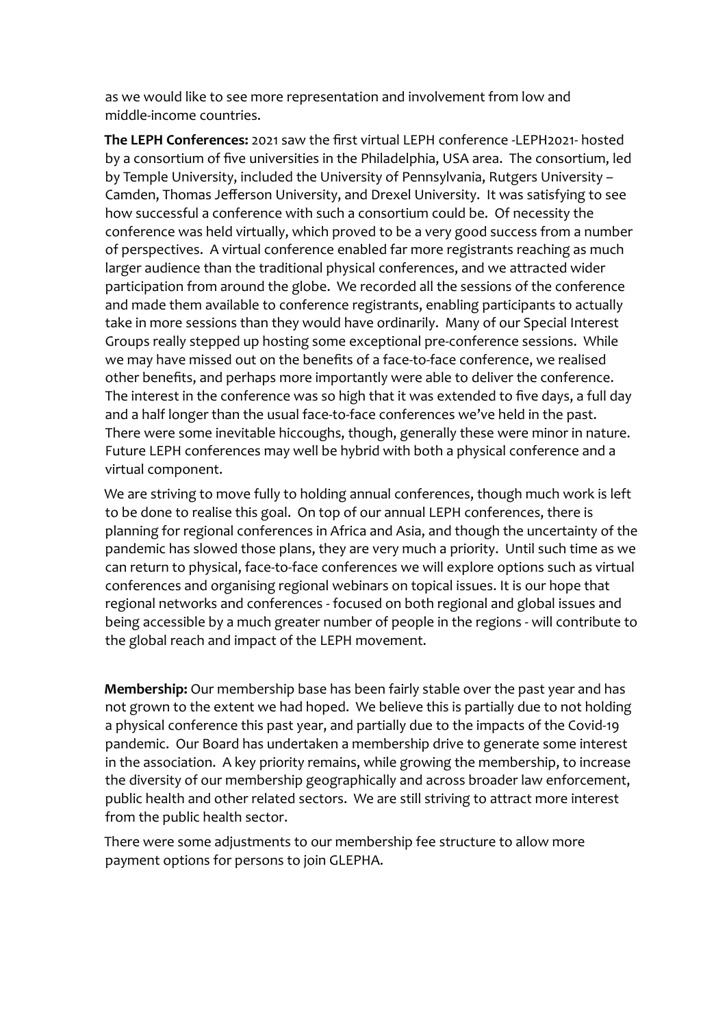as we would like to see more representation and involvement from low and middle-income countries.

**The LEPH Conferences:** 2021 saw the first virtual LEPH conference -LEPH2021- hosted by a consortium of five universities in the Philadelphia, USA area. The consortium, led by Temple University, included the University of Pennsylvania, Rutgers University – Camden, Thomas Jefferson University, and Drexel University. It was satisfying to see how successful a conference with such a consortium could be. Of necessity the conference was held virtually, which proved to be a very good success from a number of perspectives. A virtual conference enabled far more registrants reaching as much larger audience than the traditional physical conferences, and we attracted wider participation from around the globe. We recorded all the sessions of the conference and made them available to conference registrants, enabling participants to actually take in more sessions than they would have ordinarily. Many of our Special Interest Groups really stepped up hosting some exceptional pre-conference sessions. While we may have missed out on the benefits of a face-to-face conference, we realised other benefits, and perhaps more importantly were able to deliver the conference. The interest in the conference was so high that it was extended to five days, a full day and a half longer than the usual face-to-face conferences we've held in the past. There were some inevitable hiccoughs, though, generally these were minor in nature. Future LEPH conferences may well be hybrid with both a physical conference and a virtual component.

We are striving to move fully to holding annual conferences, though much work is left to be done to realise this goal. On top of our annual LEPH conferences, there is planning for regional conferences in Africa and Asia, and though the uncertainty of the pandemic has slowed those plans, they are very much a priority. Until such time as we can return to physical, face-to-face conferences we will explore options such as virtual conferences and organising regional webinars on topical issues. It is our hope that regional networks and conferences - focused on both regional and global issues and being accessible by a much greater number of people in the regions - will contribute to the global reach and impact of the LEPH movement.

**Membership:** Our membership base has been fairly stable over the past year and has not grown to the extent we had hoped. We believe this is partially due to not holding a physical conference this past year, and partially due to the impacts of the Covid-19 pandemic. Our Board has undertaken a membership drive to generate some interest in the association. A key priority remains, while growing the membership, to increase the diversity of our membership geographically and across broader law enforcement, public health and other related sectors. We are still striving to attract more interest from the public health sector.

There were some adjustments to our membership fee structure to allow more payment options for persons to join GLEPHA.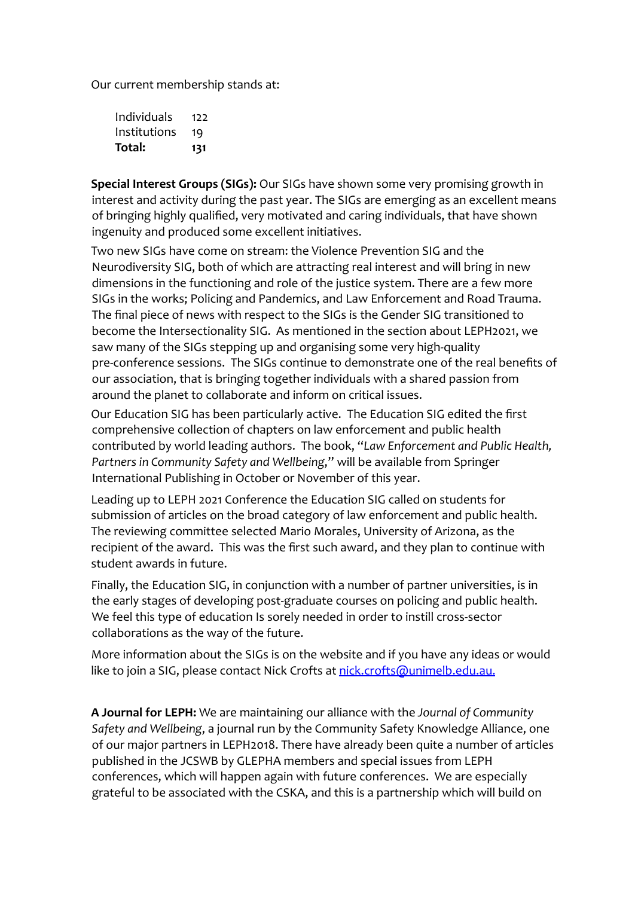Our current membership stands at:

| | |
|---|---|
| Individuals | 122 |
| Institutions | 19 |
| **Total:** | **131** |

**Special Interest Groups (SIGs):** Our SIGs have shown some very promising growth in interest and activity during the past year. The SIGs are emerging as an excellent means of bringing highly qualified, very motivated and caring individuals, that have shown ingenuity and produced some excellent initiatives.

Two new SIGs have come on stream: the Violence Prevention SIG and the Neurodiversity SIG, both of which are attracting real interest and will bring in new dimensions in the functioning and role of the justice system. There are a few more SIGs in the works; Policing and Pandemics, and Law Enforcement and Road Trauma. The final piece of news with respect to the SIGs is the Gender SIG transitioned to become the Intersectionality SIG. As mentioned in the section about LEPH2021, we saw many of the SIGs stepping up and organising some very high-quality pre-conference sessions. The SIGs continue to demonstrate one of the real benefits of our association, that is bringing together individuals with a shared passion from around the planet to collaborate and inform on critical issues.

Our Education SIG has been particularly active. The Education SIG edited the first comprehensive collection of chapters on law enforcement and public health contributed by world leading authors. The book, "*Law Enforcement and Public Health, Partners in Community Safety and Wellbeing*," will be available from Springer International Publishing in October or November of this year.

Leading up to LEPH 2021 Conference the Education SIG called on students for submission of articles on the broad category of law enforcement and public health. The reviewing committee selected Mario Morales, University of Arizona, as the recipient of the award. This was the first such award, and they plan to continue with student awards in future.

Finally, the Education SIG, in conjunction with a number of partner universities, is in the early stages of developing post-graduate courses on policing and public health. We feel this type of education Is sorely needed in order to instill cross-sector collaborations as the way of the future.

More information about the SIGs is on the website and if you have any ideas or would like to join a SIG, please contact Nick Crofts at [nick.crofts@unimelb.edu.au.](mailto:nick.crofts@unimelb.edu.au)

**A Journal for LEPH:** We are maintaining our alliance with the *Journal of Community Safety and Wellbeing*, a journal run by the Community Safety Knowledge Alliance, one of our major partners in LEPH2018. There have already been quite a number of articles published in the JCSWB by GLEPHA members and special issues from LEPH conferences, which will happen again with future conferences. We are especially grateful to be associated with the CSKA, and this is a partnership which will build on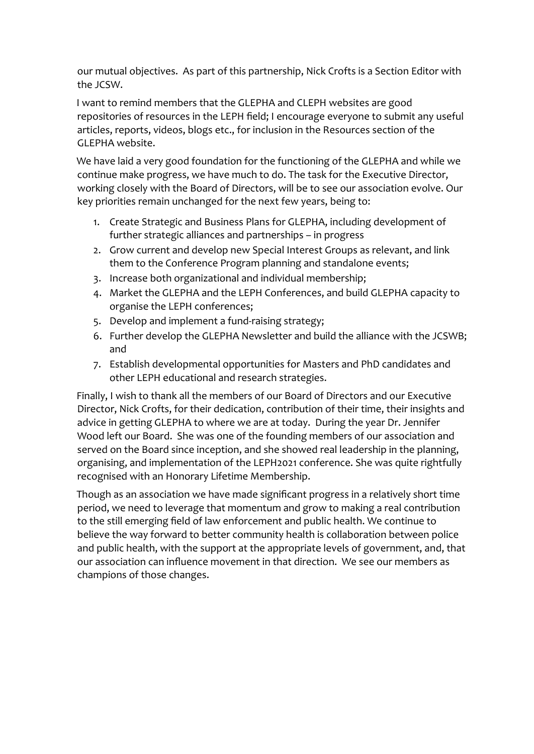our mutual objectives. As part of this partnership, Nick Crofts is a Section Editor with the JCSW.

I want to remind members that the GLEPHA and CLEPH websites are good repositories of resources in the LEPH field; I encourage everyone to submit any useful articles, reports, videos, blogs etc., for inclusion in the Resources section of the GLEPHA website.

We have laid a very good foundation for the functioning of the GLEPHA and while we continue make progress, we have much to do. The task for the Executive Director, working closely with the Board of Directors, will be to see our association evolve. Our key priorities remain unchanged for the next few years, being to:

1. Create Strategic and Business Plans for GLEPHA, including development of further strategic alliances and partnerships – in progress
2. Grow current and develop new Special Interest Groups as relevant, and link them to the Conference Program planning and standalone events;
3. Increase both organizational and individual membership;
4. Market the GLEPHA and the LEPH Conferences, and build GLEPHA capacity to organise the LEPH conferences;
5. Develop and implement a fund-raising strategy;
6. Further develop the GLEPHA Newsletter and build the alliance with the JCSWB; and
7. Establish developmental opportunities for Masters and PhD candidates and other LEPH educational and research strategies.

Finally, I wish to thank all the members of our Board of Directors and our Executive Director, Nick Crofts, for their dedication, contribution of their time, their insights and advice in getting GLEPHA to where we are at today. During the year Dr. Jennifer Wood left our Board. She was one of the founding members of our association and served on the Board since inception, and she showed real leadership in the planning, organising, and implementation of the LEPH2021 conference. She was quite rightfully recognised with an Honorary Lifetime Membership.

Though as an association we have made significant progress in a relatively short time period, we need to leverage that momentum and grow to making a real contribution to the still emerging field of law enforcement and public health. We continue to believe the way forward to better community health is collaboration between police and public health, with the support at the appropriate levels of government, and, that our association can influence movement in that direction. We see our members as champions of those changes.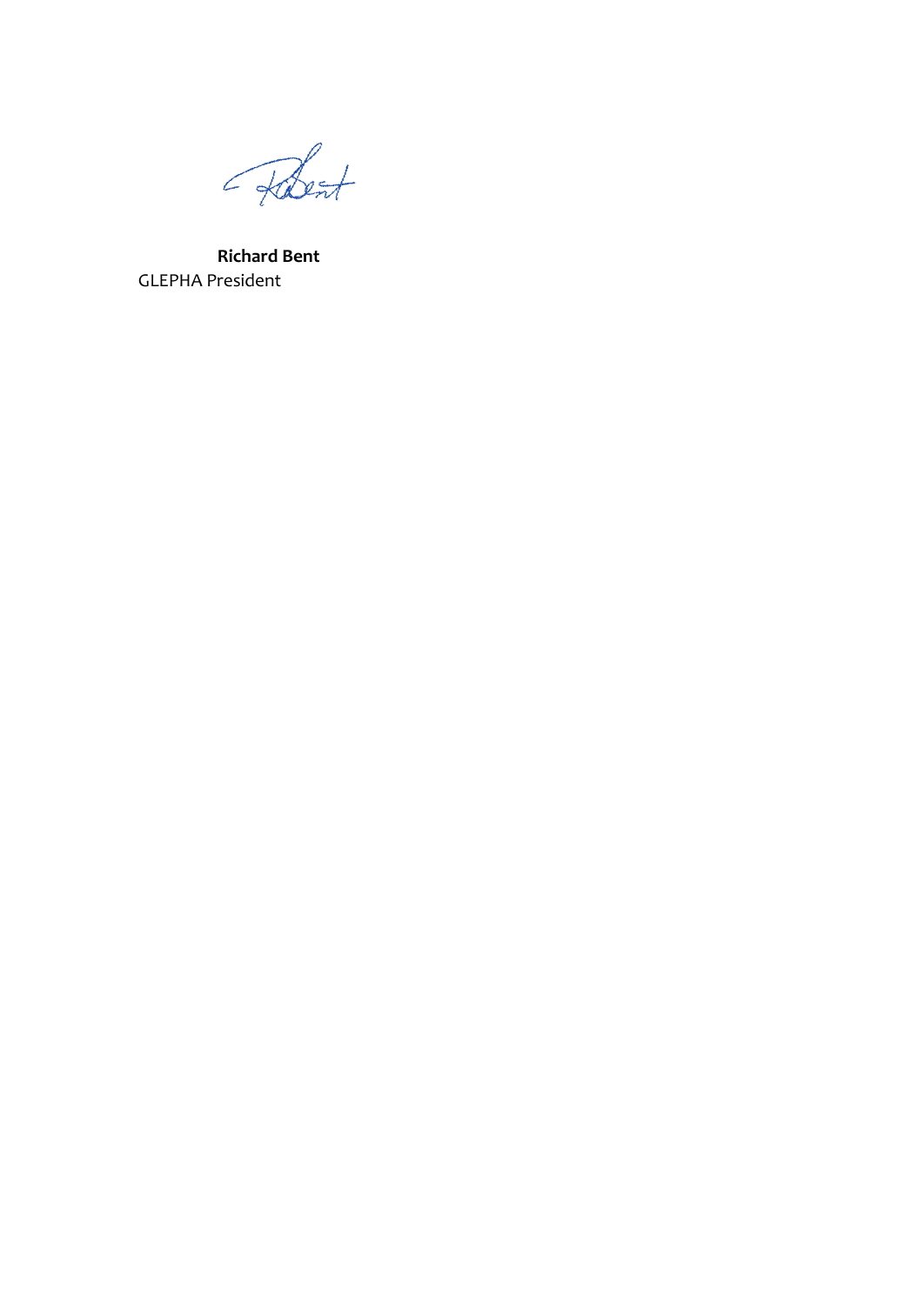**Richard Bent**
GLEPHA President